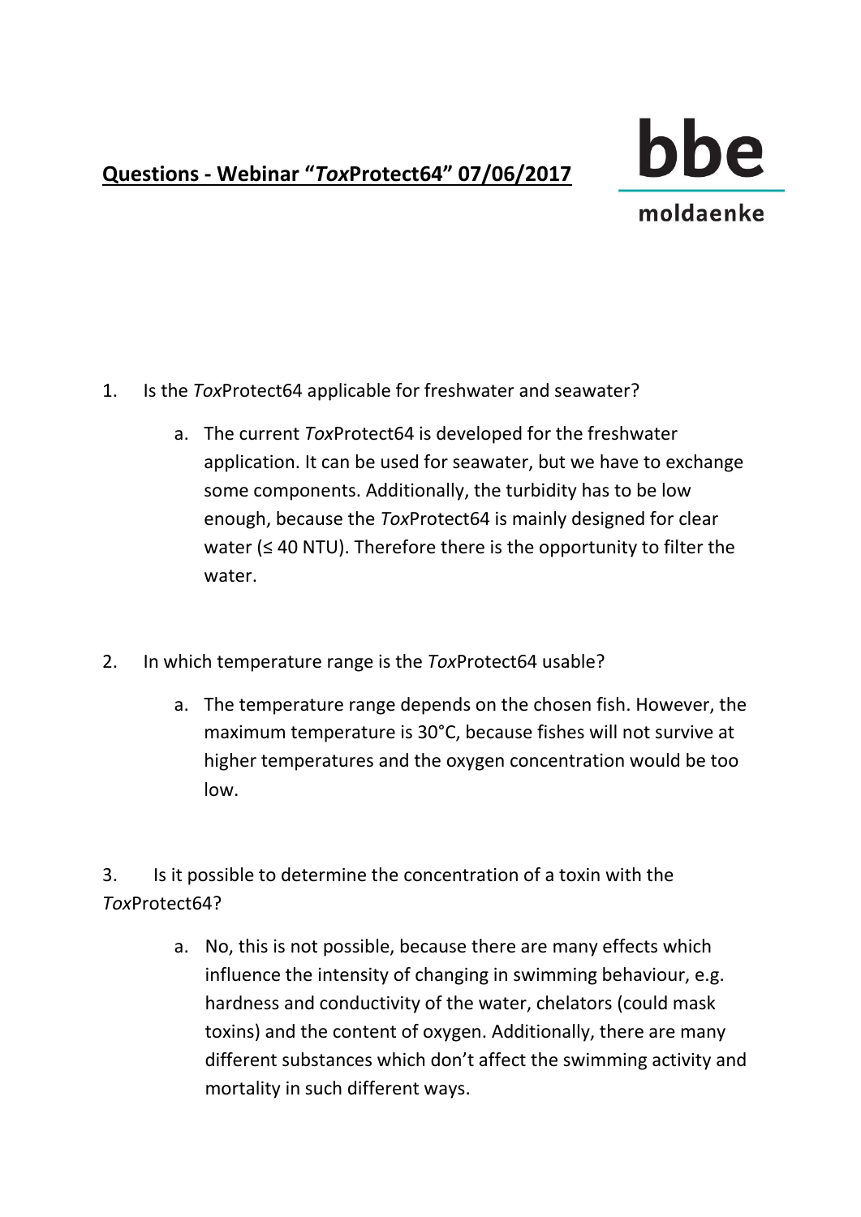**Questions - Webinar "*Tox*Protect64" 07/06/2017**

bbe moldaenke

1. Is the *Tox*Protect64 applicable for freshwater and seawater?

    a. The current *Tox*Protect64 is developed for the freshwater application. It can be used for seawater, but we have to exchange some components. Additionally, the turbidity has to be low enough, because the *Tox*Protect64 is mainly designed for clear water (≤ 40 NTU). Therefore there is the opportunity to filter the water.

2. In which temperature range is the *Tox*Protect64 usable?

    a. The temperature range depends on the chosen fish. However, the maximum temperature is 30°C, because fishes will not survive at higher temperatures and the oxygen concentration would be too low.

3. Is it possible to determine the concentration of a toxin with the *Tox*Protect64?

    a. No, this is not possible, because there are many effects which influence the intensity of changing in swimming behaviour, e.g. hardness and conductivity of the water, chelators (could mask toxins) and the content of oxygen. Additionally, there are many different substances which don't affect the swimming activity and mortality in such different ways.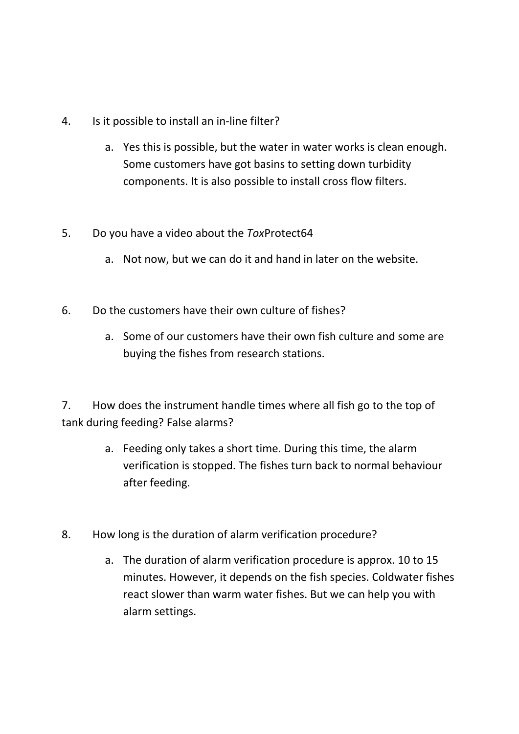4. Is it possible to install an in-line filter?

    a. Yes this is possible, but the water in water works is clean enough. Some customers have got basins to setting down turbidity components. It is also possible to install cross flow filters.

5. Do you have a video about the *Tox*Protect64

    a. Not now, but we can do it and hand in later on the website.

6. Do the customers have their own culture of fishes?

    a. Some of our customers have their own fish culture and some are buying the fishes from research stations.

7. How does the instrument handle times where all fish go to the top of tank during feeding? False alarms?

    a. Feeding only takes a short time. During this time, the alarm verification is stopped. The fishes turn back to normal behaviour after feeding.

8. How long is the duration of alarm verification procedure?

    a. The duration of alarm verification procedure is approx. 10 to 15 minutes. However, it depends on the fish species. Coldwater fishes react slower than warm water fishes. But we can help you with alarm settings.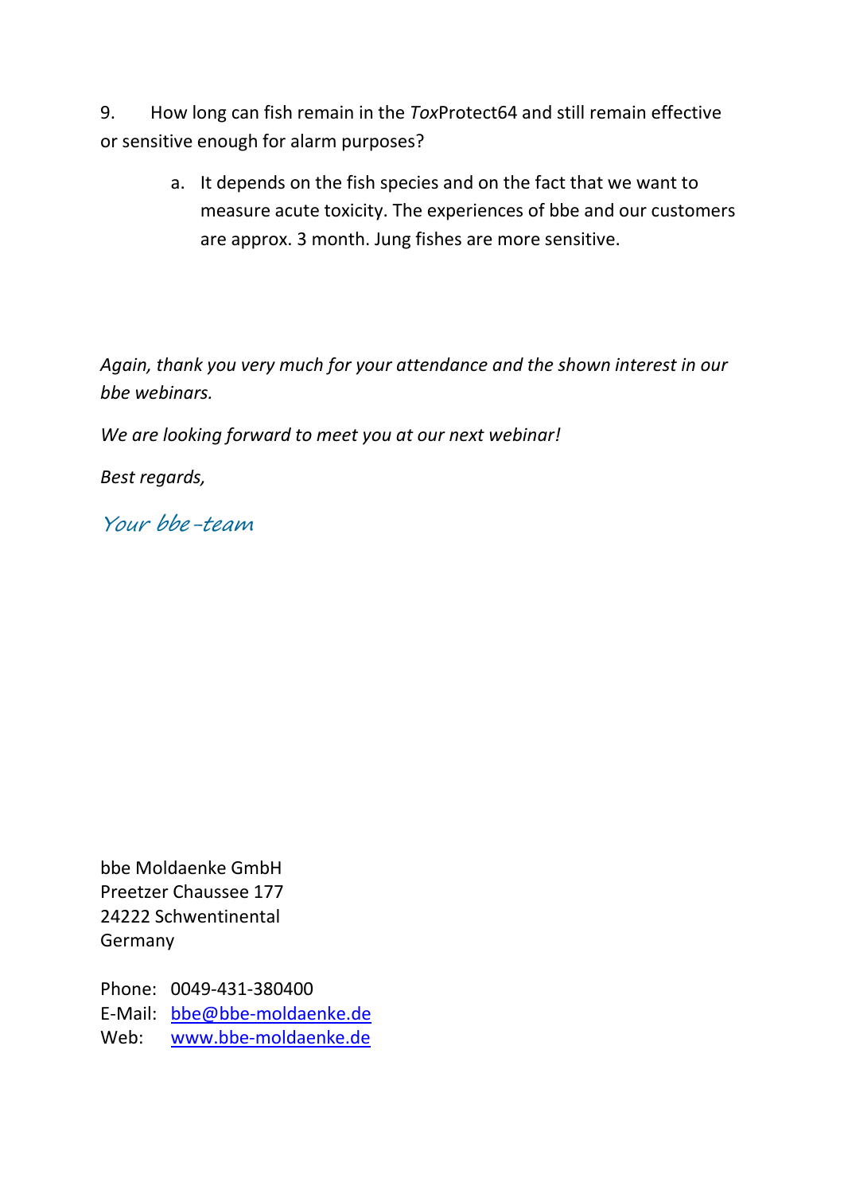9. How long can fish remain in the *Tox*Protect64 and still remain effective or sensitive enough for alarm purposes?

   a. It depends on the fish species and on the fact that we want to measure acute toxicity. The experiences of bbe and our customers are approx. 3 month. Jung fishes are more sensitive.

*Again, thank you very much for your attendance and the shown interest in our bbe webinars.*

*We are looking forward to meet you at our next webinar!*

*Best regards,*

*Your bbe-team*

bbe Moldaenke GmbH
Preetzer Chaussee 177
24222 Schwentinental
Germany

Phone: 0049-431-380400
E-Mail: [bbe@bbe-moldaenke.de](mailto:bbe@bbe-moldaenke.de)
Web: [www.bbe-moldaenke.de](http://www.bbe-moldaenke.de)